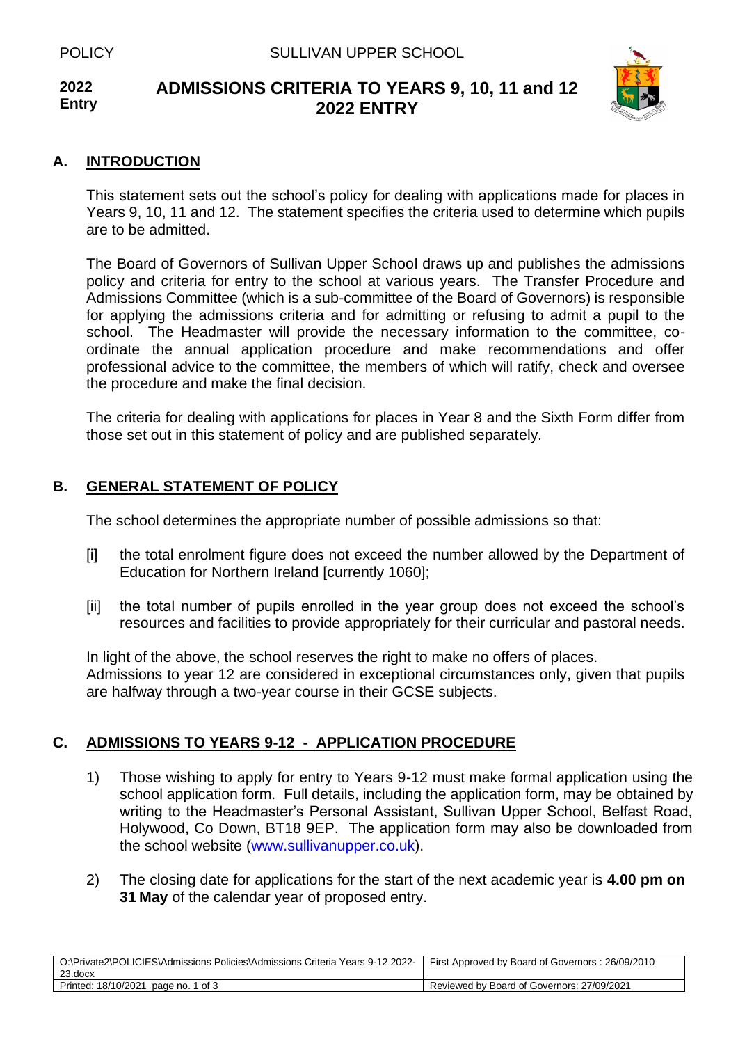POLICY SULLIVAN UPPER SCHOOL

**2022 Entry**

# ADMISSIONS CRITERIA TO YEARS 9, 10, 11 and 12 2022 ENTRY

## A. INTRODUCTION

This statement sets out the school's policy for dealing with applications made for places in Years 9, 10, 11 and 12. The statement specifies the criteria used to determine which pupils are to be admitted.

The Board of Governors of Sullivan Upper School draws up and publishes the admissions policy and criteria for entry to the school at various years. The Transfer Procedure and Admissions Committee (which is a sub-committee of the Board of Governors) is responsible for applying the admissions criteria and for admitting or refusing to admit a pupil to the school. The Headmaster will provide the necessary information to the committee, co-ordinate the annual application procedure and make recommendations and offer professional advice to the committee, the members of which will ratify, check and oversee the procedure and make the final decision.

The criteria for dealing with applications for places in Year 8 and the Sixth Form differ from those set out in this statement of policy and are published separately.

## B. GENERAL STATEMENT OF POLICY

The school determines the appropriate number of possible admissions so that:

[i] the total enrolment figure does not exceed the number allowed by the Department of Education for Northern Ireland [currently 1060];

[ii] the total number of pupils enrolled in the year group does not exceed the school's resources and facilities to provide appropriately for their curricular and pastoral needs.

In light of the above, the school reserves the right to make no offers of places.
Admissions to year 12 are considered in exceptional circumstances only, given that pupils are halfway through a two-year course in their GCSE subjects.

## C. ADMISSIONS TO YEARS 9-12 - APPLICATION PROCEDURE

1) Those wishing to apply for entry to Years 9-12 must make formal application using the school application form. Full details, including the application form, may be obtained by writing to the Headmaster's Personal Assistant, Sullivan Upper School, Belfast Road, Holywood, Co Down, BT18 9EP. The application form may also be downloaded from the school website (www.sullivanupper.co.uk).

2) The closing date for applications for the start of the next academic year is **4.00 pm on 31 May** of the calendar year of proposed entry.

| O:\Private2\POLICIES\Admissions Policies\Admissions Criteria Years 9-12 2022-23.docx | First Approved by Board of Governors : 26/09/2010 |
|---|---|
| Printed: 18/10/2021 page no. 1 of 3 | Reviewed by Board of Governors: 27/09/2021 |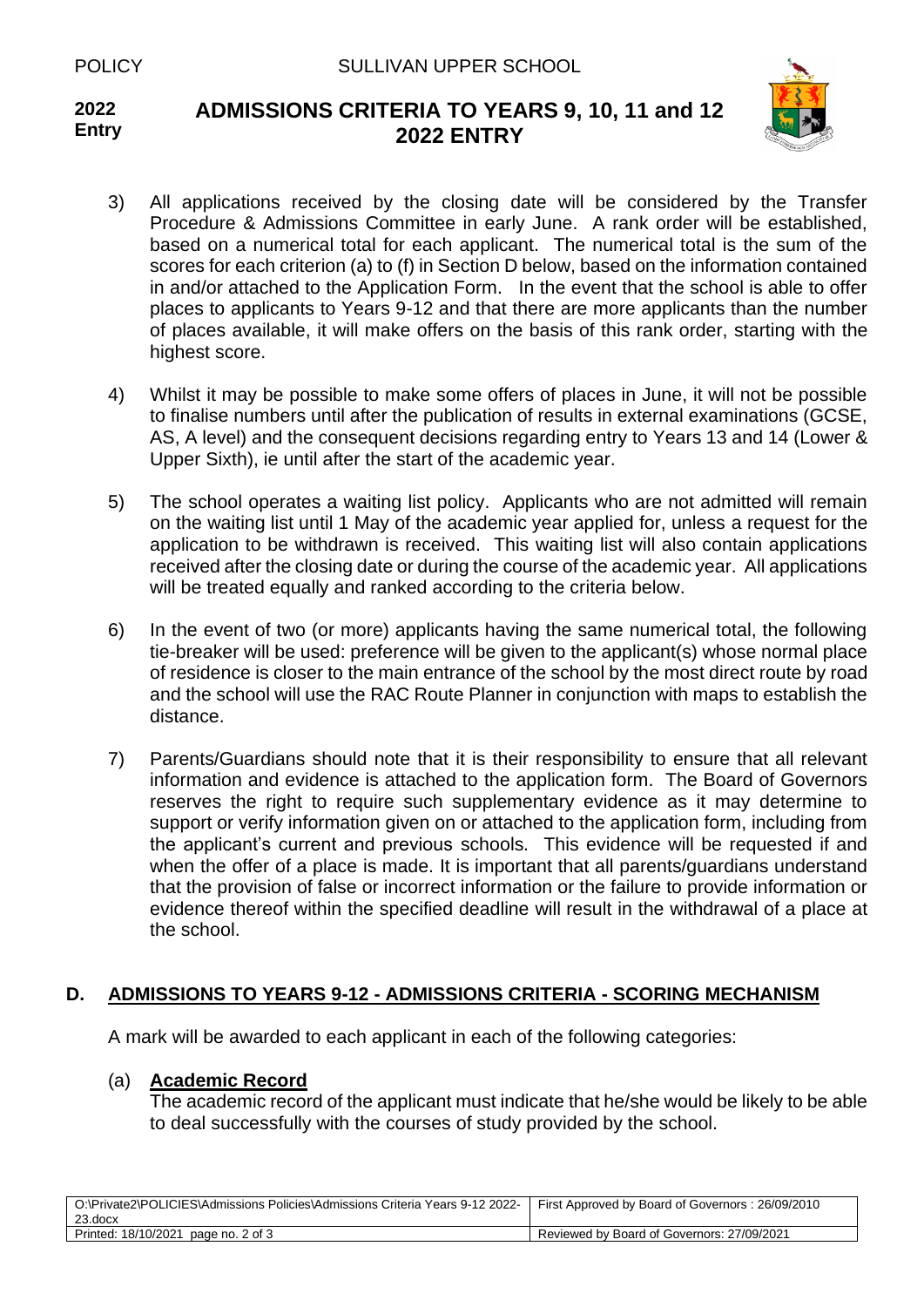3) All applications received by the closing date will be considered by the Transfer Procedure & Admissions Committee in early June. A rank order will be established, based on a numerical total for each applicant. The numerical total is the sum of the scores for each criterion (a) to (f) in Section D below, based on the information contained in and/or attached to the Application Form. In the event that the school is able to offer places to applicants to Years 9-12 and that there are more applicants than the number of places available, it will make offers on the basis of this rank order, starting with the highest score.

4) Whilst it may be possible to make some offers of places in June, it will not be possible to finalise numbers until after the publication of results in external examinations (GCSE, AS, A level) and the consequent decisions regarding entry to Years 13 and 14 (Lower & Upper Sixth), ie until after the start of the academic year.

5) The school operates a waiting list policy. Applicants who are not admitted will remain on the waiting list until 1 May of the academic year applied for, unless a request for the application to be withdrawn is received. This waiting list will also contain applications received after the closing date or during the course of the academic year. All applications will be treated equally and ranked according to the criteria below.

6) In the event of two (or more) applicants having the same numerical total, the following tie-breaker will be used: preference will be given to the applicant(s) whose normal place of residence is closer to the main entrance of the school by the most direct route by road and the school will use the RAC Route Planner in conjunction with maps to establish the distance.

7) Parents/Guardians should note that it is their responsibility to ensure that all relevant information and evidence is attached to the application form. The Board of Governors reserves the right to require such supplementary evidence as it may determine to support or verify information given on or attached to the application form, including from the applicant's current and previous schools. This evidence will be requested if and when the offer of a place is made. It is important that all parents/guardians understand that the provision of false or incorrect information or the failure to provide information or evidence thereof within the specified deadline will result in the withdrawal of a place at the school.

## D. ADMISSIONS TO YEARS 9-12 - ADMISSIONS CRITERIA - SCORING MECHANISM

A mark will be awarded to each applicant in each of the following categories:

(a) **Academic Record**

The academic record of the applicant must indicate that he/she would be likely to be able to deal successfully with the courses of study provided by the school.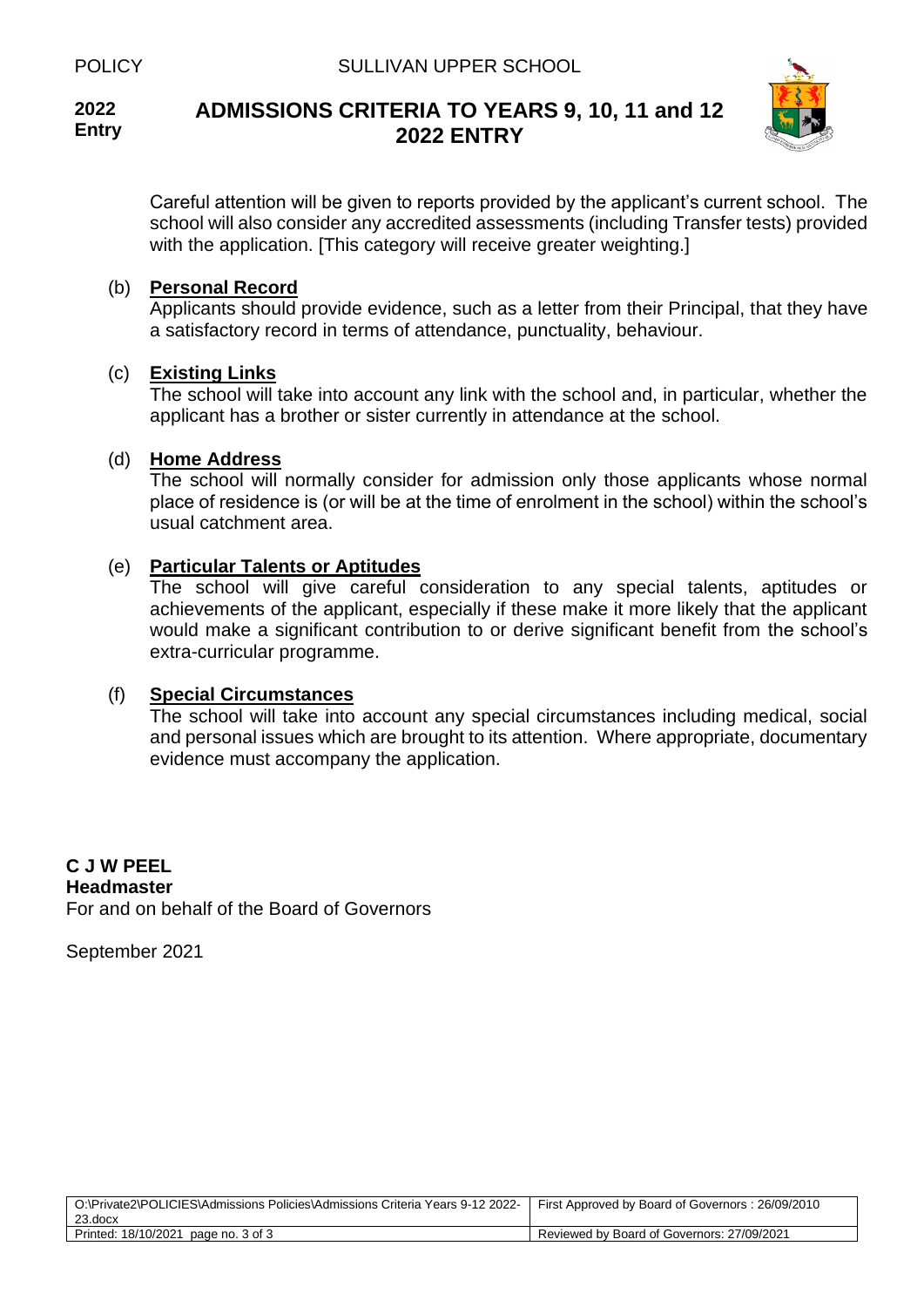Careful attention will be given to reports provided by the applicant's current school. The school will also consider any accredited assessments (including Transfer tests) provided with the application. [This category will receive greater weighting.]

(b) **Personal Record**
Applicants should provide evidence, such as a letter from their Principal, that they have a satisfactory record in terms of attendance, punctuality, behaviour.

(c) **Existing Links**
The school will take into account any link with the school and, in particular, whether the applicant has a brother or sister currently in attendance at the school.

(d) **Home Address**
The school will normally consider for admission only those applicants whose normal place of residence is (or will be at the time of enrolment in the school) within the school's usual catchment area.

(e) **Particular Talents or Aptitudes**
The school will give careful consideration to any special talents, aptitudes or achievements of the applicant, especially if these make it more likely that the applicant would make a significant contribution to or derive significant benefit from the school's extra-curricular programme.

(f) **Special Circumstances**
The school will take into account any special circumstances including medical, social and personal issues which are brought to its attention. Where appropriate, documentary evidence must accompany the application.

**C J W PEEL**
**Headmaster**
For and on behalf of the Board of Governors

September 2021